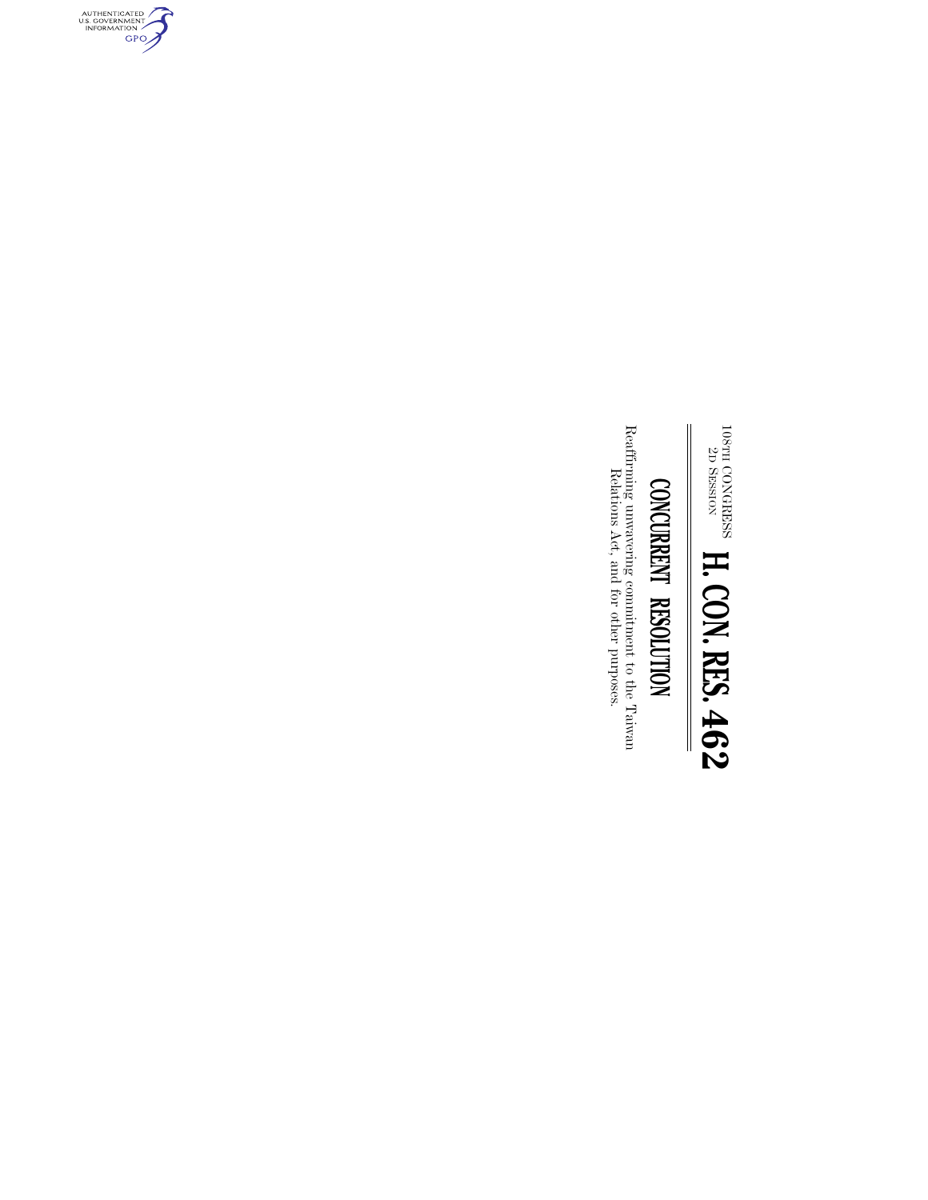108TH CONGRESS
2D SESSION

# H. CON. RES. 462

## CONCURRENT RESOLUTION

Reaffirming unwavering commitment to the Taiwan Relations Act, and for other purposes.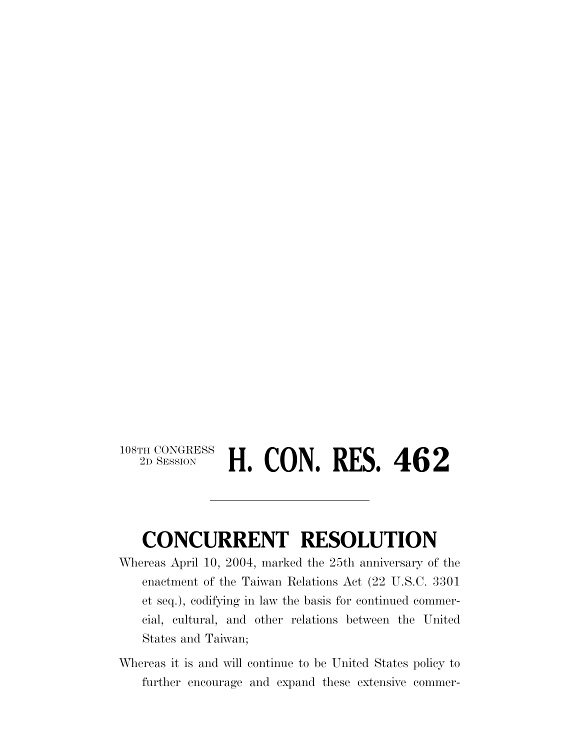108TH CONGRESS
2D SESSION

# H. CON. RES. 462

## CONCURRENT RESOLUTION

Whereas April 10, 2004, marked the 25th anniversary of the enactment of the Taiwan Relations Act (22 U.S.C. 3301 et seq.), codifying in law the basis for continued commercial, cultural, and other relations between the United States and Taiwan;

Whereas it is and will continue to be United States policy to further encourage and expand these extensive commer-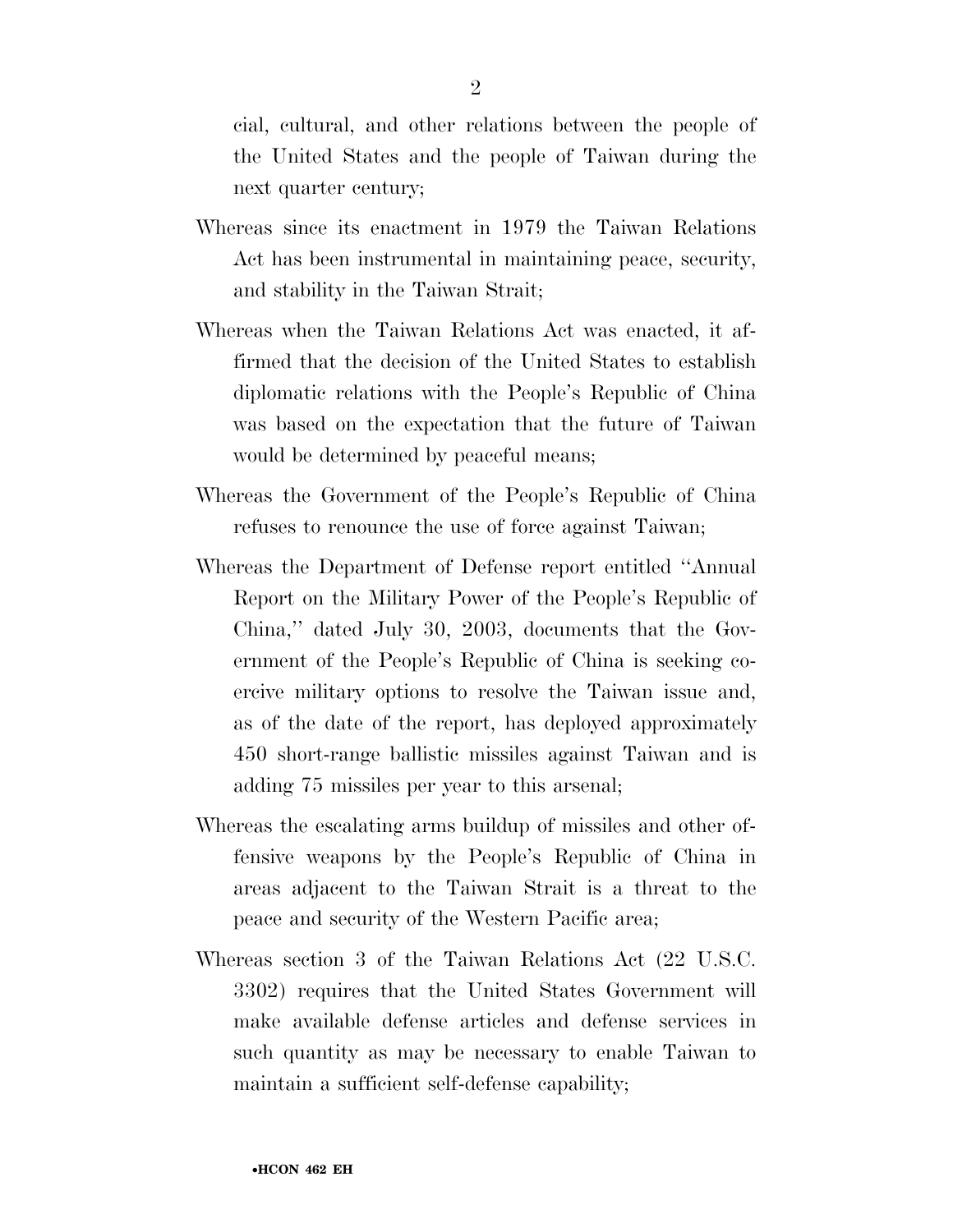cial, cultural, and other relations between the people of the United States and the people of Taiwan during the next quarter century;

Whereas since its enactment in 1979 the Taiwan Relations Act has been instrumental in maintaining peace, security, and stability in the Taiwan Strait;

Whereas when the Taiwan Relations Act was enacted, it affirmed that the decision of the United States to establish diplomatic relations with the People's Republic of China was based on the expectation that the future of Taiwan would be determined by peaceful means;

Whereas the Government of the People's Republic of China refuses to renounce the use of force against Taiwan;

Whereas the Department of Defense report entitled "Annual Report on the Military Power of the People's Republic of China," dated July 30, 2003, documents that the Government of the People's Republic of China is seeking coercive military options to resolve the Taiwan issue and, as of the date of the report, has deployed approximately 450 short-range ballistic missiles against Taiwan and is adding 75 missiles per year to this arsenal;

Whereas the escalating arms buildup of missiles and other offensive weapons by the People's Republic of China in areas adjacent to the Taiwan Strait is a threat to the peace and security of the Western Pacific area;

Whereas section 3 of the Taiwan Relations Act (22 U.S.C. 3302) requires that the United States Government will make available defense articles and defense services in such quantity as may be necessary to enable Taiwan to maintain a sufficient self-defense capability;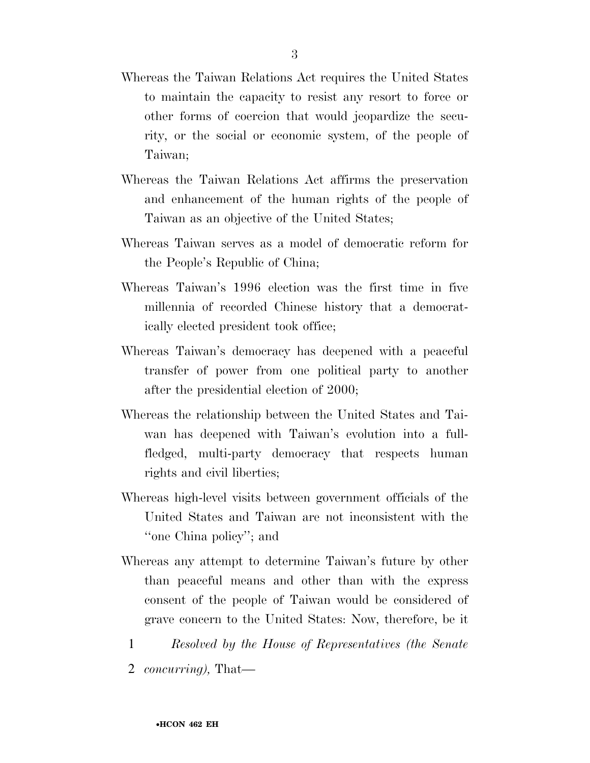Whereas the Taiwan Relations Act requires the United States to maintain the capacity to resist any resort to force or other forms of coercion that would jeopardize the security, or the social or economic system, of the people of Taiwan;

Whereas the Taiwan Relations Act affirms the preservation and enhancement of the human rights of the people of Taiwan as an objective of the United States;

Whereas Taiwan serves as a model of democratic reform for the People's Republic of China;

Whereas Taiwan's 1996 election was the first time in five millennia of recorded Chinese history that a democratically elected president took office;

Whereas Taiwan's democracy has deepened with a peaceful transfer of power from one political party to another after the presidential election of 2000;

Whereas the relationship between the United States and Taiwan has deepened with Taiwan's evolution into a full-fledged, multi-party democracy that respects human rights and civil liberties;

Whereas high-level visits between government officials of the United States and Taiwan are not inconsistent with the "one China policy"; and

Whereas any attempt to determine Taiwan's future by other than peaceful means and other than with the express consent of the people of Taiwan would be considered of grave concern to the United States: Now, therefore, be it

1 *Resolved by the House of Representatives (the Senate*
2 *concurring),* That—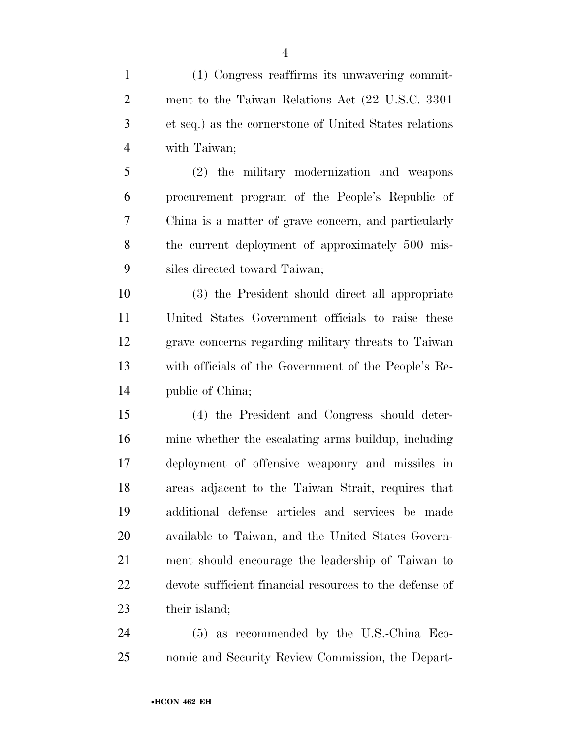(1) Congress reaffirms its unwavering commitment to the Taiwan Relations Act (22 U.S.C. 3301 et seq.) as the cornerstone of United States relations with Taiwan;

(2) the military modernization and weapons procurement program of the People's Republic of China is a matter of grave concern, and particularly the current deployment of approximately 500 missiles directed toward Taiwan;

(3) the President should direct all appropriate United States Government officials to raise these grave concerns regarding military threats to Taiwan with officials of the Government of the People's Republic of China;

(4) the President and Congress should determine whether the escalating arms buildup, including deployment of offensive weaponry and missiles in areas adjacent to the Taiwan Strait, requires that additional defense articles and services be made available to Taiwan, and the United States Government should encourage the leadership of Taiwan to devote sufficient financial resources to the defense of their island;

(5) as recommended by the U.S.-China Economic and Security Review Commission, the Depart-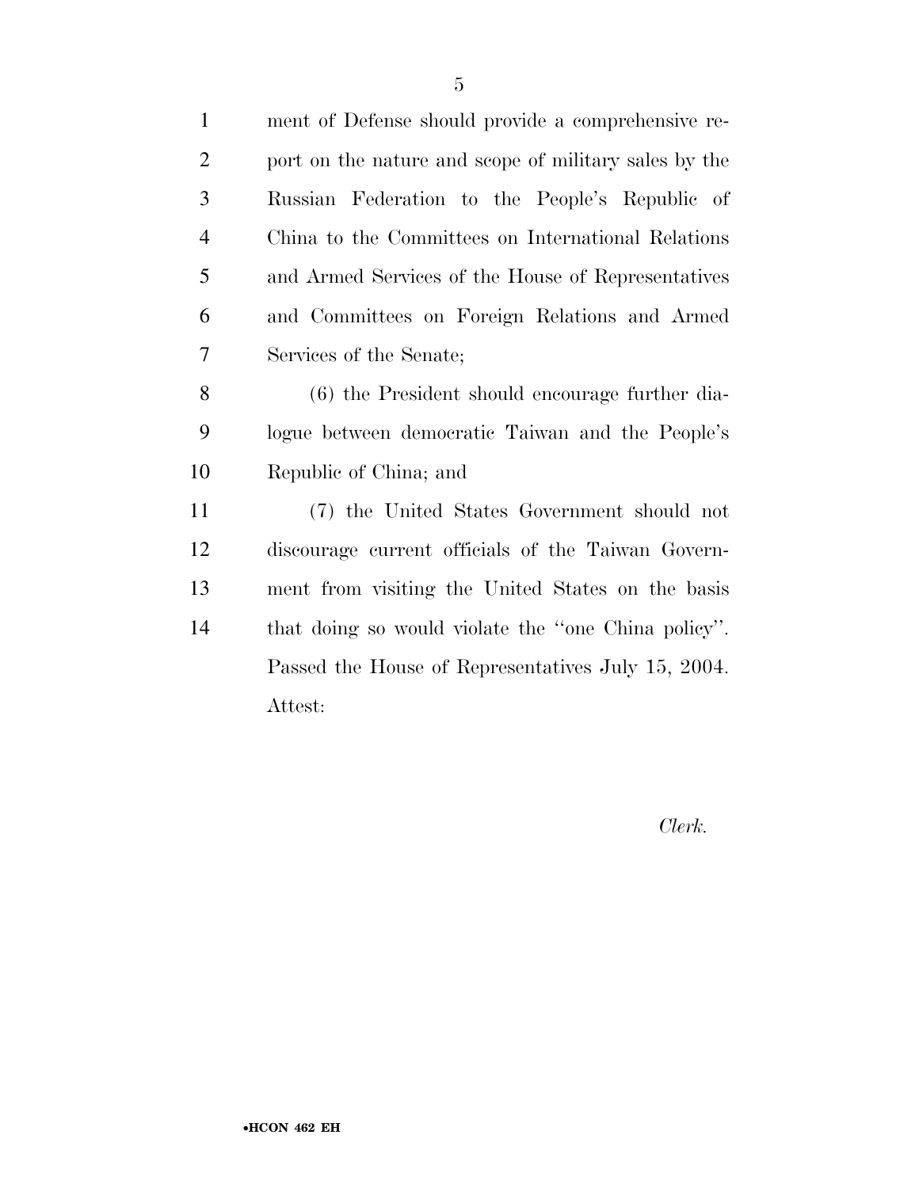ment of Defense should provide a comprehensive report on the nature and scope of military sales by the Russian Federation to the People's Republic of China to the Committees on International Relations and Armed Services of the House of Representatives and Committees on Foreign Relations and Armed Services of the Senate;

(6) the President should encourage further dialogue between democratic Taiwan and the People's Republic of China; and

(7) the United States Government should not discourage current officials of the Taiwan Government from visiting the United States on the basis that doing so would violate the ''one China policy''.

Passed the House of Representatives July 15, 2004.

Attest:

*Clerk.*

•HCON 462 EH